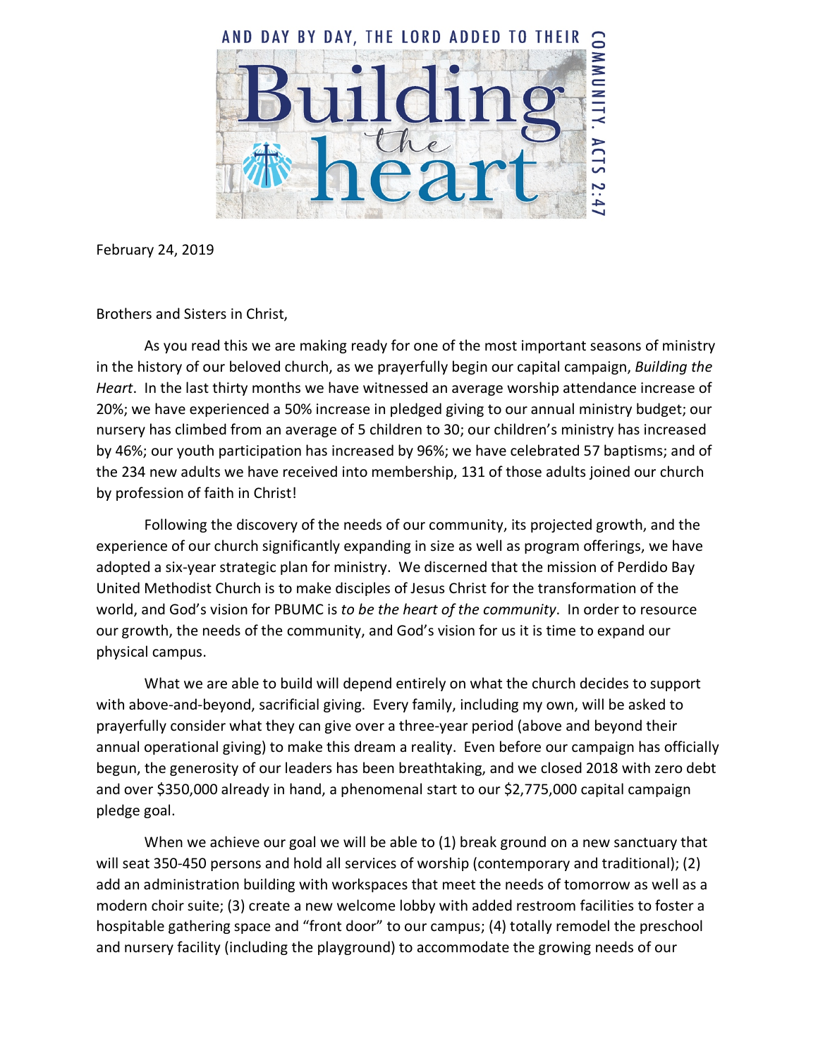AND DAY BY DAY, THE LORD ADDED TO THEIR COMMUNITY. ACTS 2:47

# Building the heart

February 24, 2019

Brothers and Sisters in Christ,

As you read this we are making ready for one of the most important seasons of ministry in the history of our beloved church, as we prayerfully begin our capital campaign, *Building the Heart*. In the last thirty months we have witnessed an average worship attendance increase of 20%; we have experienced a 50% increase in pledged giving to our annual ministry budget; our nursery has climbed from an average of 5 children to 30; our children's ministry has increased by 46%; our youth participation has increased by 96%; we have celebrated 57 baptisms; and of the 234 new adults we have received into membership, 131 of those adults joined our church by profession of faith in Christ!

Following the discovery of the needs of our community, its projected growth, and the experience of our church significantly expanding in size as well as program offerings, we have adopted a six-year strategic plan for ministry. We discerned that the mission of Perdido Bay United Methodist Church is to make disciples of Jesus Christ for the transformation of the world, and God's vision for PBUMC is *to be the heart of the community*. In order to resource our growth, the needs of the community, and God's vision for us it is time to expand our physical campus.

What we are able to build will depend entirely on what the church decides to support with above-and-beyond, sacrificial giving. Every family, including my own, will be asked to prayerfully consider what they can give over a three-year period (above and beyond their annual operational giving) to make this dream a reality. Even before our campaign has officially begun, the generosity of our leaders has been breathtaking, and we closed 2018 with zero debt and over $350,000 already in hand, a phenomenal start to our $2,775,000 capital campaign pledge goal.

When we achieve our goal we will be able to (1) break ground on a new sanctuary that will seat 350-450 persons and hold all services of worship (contemporary and traditional); (2) add an administration building with workspaces that meet the needs of tomorrow as well as a modern choir suite; (3) create a new welcome lobby with added restroom facilities to foster a hospitable gathering space and "front door" to our campus; (4) totally remodel the preschool and nursery facility (including the playground) to accommodate the growing needs of our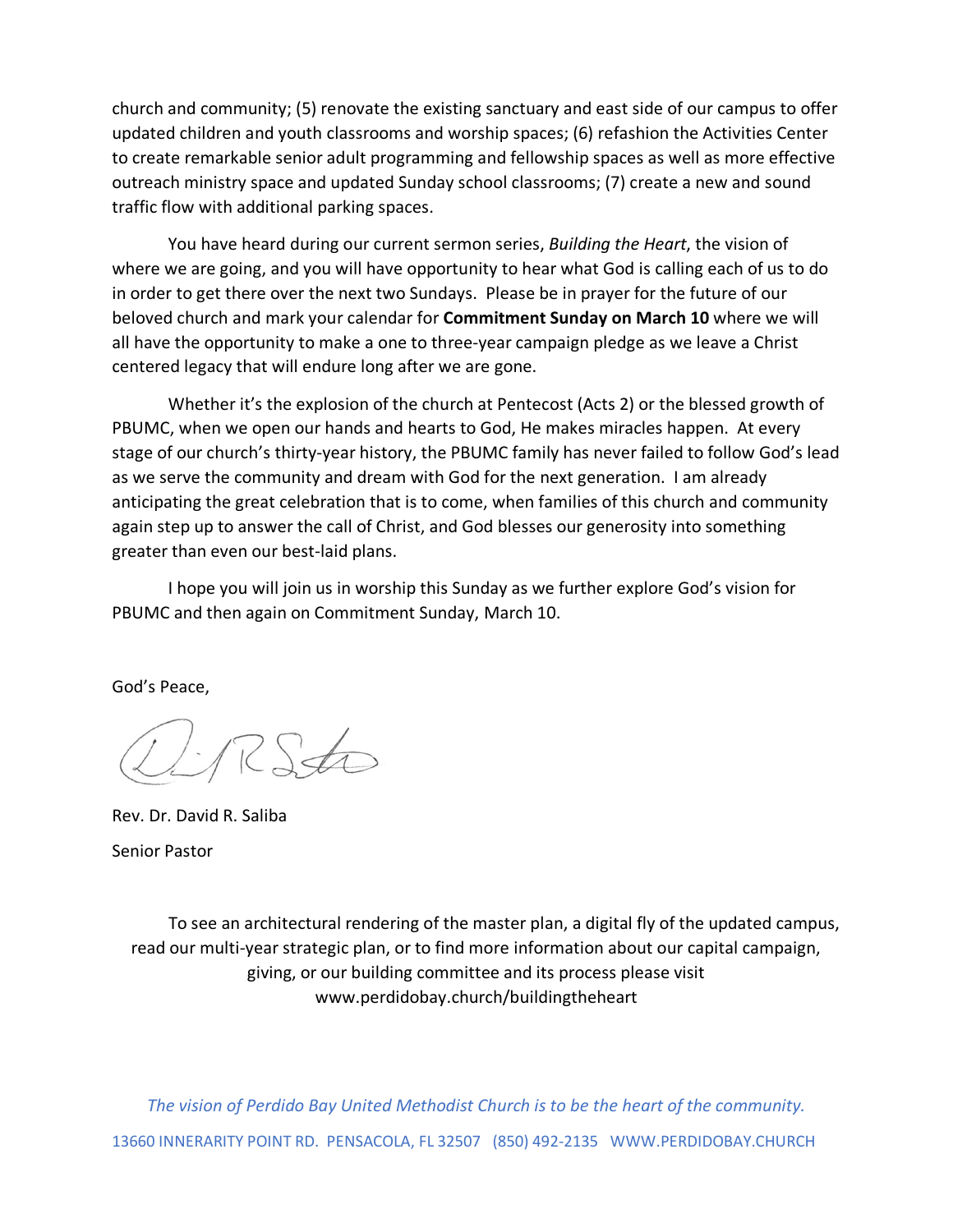church and community; (5) renovate the existing sanctuary and east side of our campus to offer updated children and youth classrooms and worship spaces; (6) refashion the Activities Center to create remarkable senior adult programming and fellowship spaces as well as more effective outreach ministry space and updated Sunday school classrooms; (7) create a new and sound traffic flow with additional parking spaces.

You have heard during our current sermon series, *Building the Heart*, the vision of where we are going, and you will have opportunity to hear what God is calling each of us to do in order to get there over the next two Sundays. Please be in prayer for the future of our beloved church and mark your calendar for **Commitment Sunday on March 10** where we will all have the opportunity to make a one to three-year campaign pledge as we leave a Christ centered legacy that will endure long after we are gone.

Whether it's the explosion of the church at Pentecost (Acts 2) or the blessed growth of PBUMC, when we open our hands and hearts to God, He makes miracles happen. At every stage of our church's thirty-year history, the PBUMC family has never failed to follow God's lead as we serve the community and dream with God for the next generation. I am already anticipating the great celebration that is to come, when families of this church and community again step up to answer the call of Christ, and God blesses our generosity into something greater than even our best-laid plans.

I hope you will join us in worship this Sunday as we further explore God's vision for PBUMC and then again on Commitment Sunday, March 10.

God's Peace,

Rev. Dr. David R. Saliba

Senior Pastor

To see an architectural rendering of the master plan, a digital fly of the updated campus, read our multi-year strategic plan, or to find more information about our capital campaign, giving, or our building committee and its process please visit www.perdidobay.church/buildingtheheart

*The vision of Perdido Bay United Methodist Church is to be the heart of the community.*

13660 INNERARITY POINT RD. PENSACOLA, FL 32507 (850) 492-2135 WWW.PERDIDOBAY.CHURCH